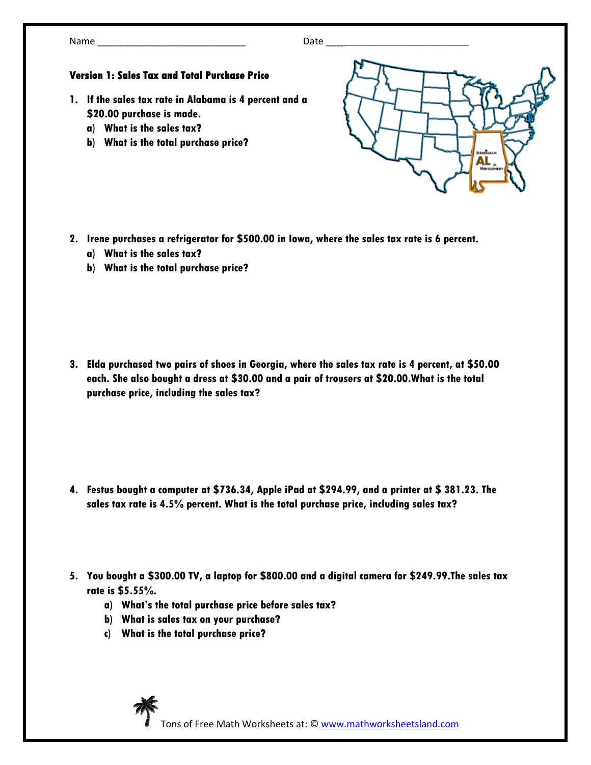Name ____________________________ Date ____________________________

**Version 1: Sales Tax and Total Purchase Price**

1. **If the sales tax rate in Alabama is 4 percent and a $20.00 purchase is made.**
   a) **What is the sales tax?**
   b) **What is the total purchase price?**

2. **Irene purchases a refrigerator for $500.00 in Iowa, where the sales tax rate is 6 percent.**
   a) **What is the sales tax?**
   b) **What is the total purchase price?**

3. **Elda purchased two pairs of shoes in Georgia, where the sales tax rate is 4 percent, at $50.00 each. She also bought a dress at $30.00 and a pair of trousers at $20.00.What is the total purchase price, including the sales tax?**

4. **Festus bought a computer at $736.34, Apple iPad at $294.99, and a printer at $ 381.23. The sales tax rate is 4.5% percent. What is the total purchase price, including sales tax?**

5. **You bought a $300.00 TV, a laptop for $800.00 and a digital camera for $249.99.The sales tax rate is $5.55%.**
   a) **What's the total purchase price before sales tax?**
   b) **What is sales tax on your purchase?**
   c) **What is the total purchase price?**

Tons of Free Math Worksheets at: © www.mathworksheetsland.com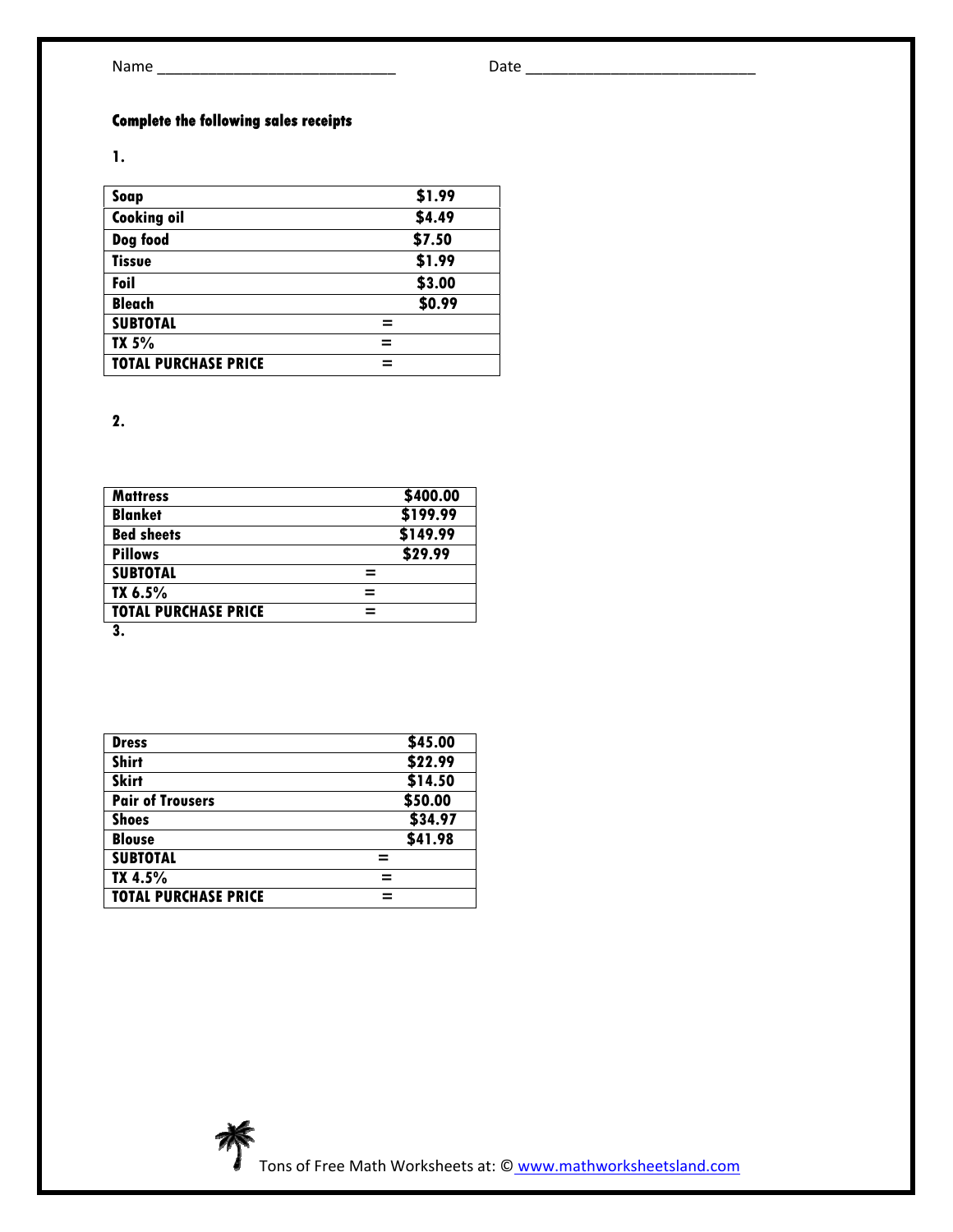Name ____________________________ Date ____________________________

**Complete the following sales receipts**

**1.**

| | | |
|---|---|---|
| **Soap** | | **$1.99** |
| **Cooking oil** | | **$4.49** |
| **Dog food** | | **$7.50** |
| **Tissue** | | **$1.99** |
| **Foil** | | **$3.00** |
| **Bleach** | | **$0.99** |
| **SUBTOTAL** | **=** | |
| **TX 5%** | **=** | |
| **TOTAL PURCHASE PRICE** | **=** | |

**2.**

| | | |
|---|---|---|
| **Mattress** | | **$400.00** |
| **Blanket** | | **$199.99** |
| **Bed sheets** | | **$149.99** |
| **Pillows** | | **$29.99** |
| **SUBTOTAL** | **=** | |
| **TX 6.5%** | **=** | |
| **TOTAL PURCHASE PRICE** | **=** | |

**3.**

| | | |
|---|---|---|
| **Dress** | | **$45.00** |
| **Shirt** | | **$22.99** |
| **Skirt** | | **$14.50** |
| **Pair of Trousers** | | **$50.00** |
| **Shoes** | | **$34.97** |
| **Blouse** | | **$41.98** |
| **SUBTOTAL** | **=** | |
| **TX 4.5%** | **=** | |
| **TOTAL PURCHASE PRICE** | **=** | |

Tons of Free Math Worksheets at: © www.mathworksheetsland.com